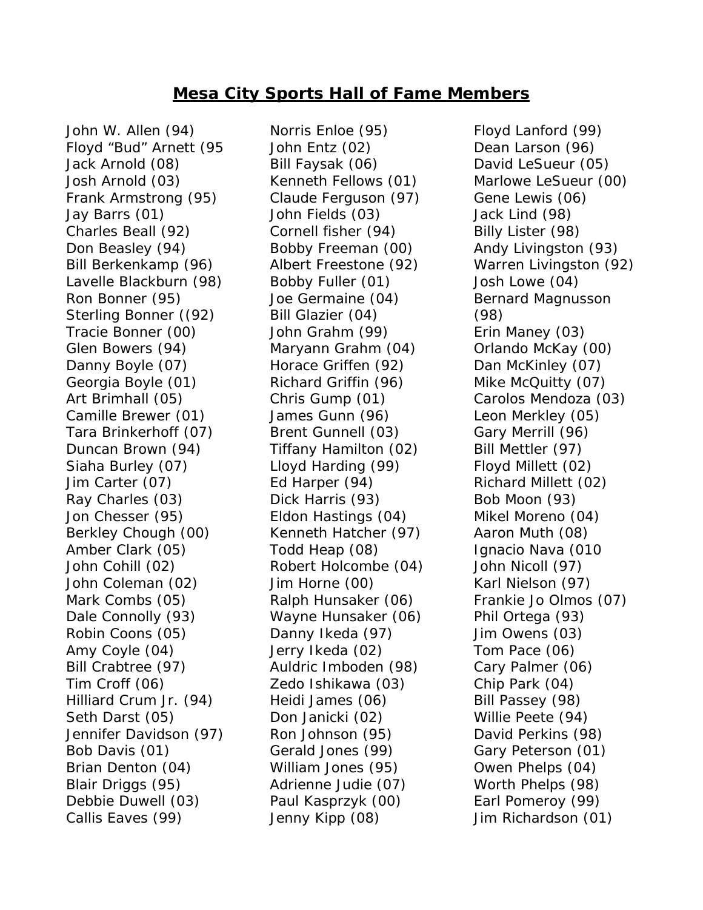## Mesa City Sports Hall of Fame Members

John W. Allen (94)
Floyd "Bud" Arnett (95
Jack Arnold (08)
Josh Arnold (03)
Frank Armstrong (95)
Jay Barrs (01)
Charles Beall (92)
Don Beasley (94)
Bill Berkenkamp (96)
Lavelle Blackburn (98)
Ron Bonner (95)
Sterling Bonner ((92)
Tracie Bonner (00)
Glen Bowers (94)
Danny Boyle (07)
Georgia Boyle (01)
Art Brimhall (05)
Camille Brewer (01)
Tara Brinkerhoff (07)
Duncan Brown (94)
Siaha Burley (07)
Jim Carter (07)
Ray Charles (03)
Jon Chesser (95)
Berkley Chough (00)
Amber Clark (05)
John Cohill (02)
John Coleman (02)
Mark Combs (05)
Dale Connolly (93)
Robin Coons (05)
Amy Coyle (04)
Bill Crabtree (97)
Tim Croff (06)
Hilliard Crum Jr. (94)
Seth Darst (05)
Jennifer Davidson (97)
Bob Davis (01)
Brian Denton (04)
Blair Driggs (95)
Debbie Duwell (03)
Callis Eaves (99)

Norris Enloe (95)
John Entz (02)
Bill Faysak (06)
Kenneth Fellows (01)
Claude Ferguson (97)
John Fields (03)
Cornell fisher (94)
Bobby Freeman (00)
Albert Freestone (92)
Bobby Fuller (01)
Joe Germaine (04)
Bill Glazier (04)
John Grahm (99)
Maryann Grahm (04)
Horace Griffen (92)
Richard Griffin (96)
Chris Gump (01)
James Gunn (96)
Brent Gunnell (03)
Tiffany Hamilton (02)
Lloyd Harding (99)
Ed Harper (94)
Dick Harris (93)
Eldon Hastings (04)
Kenneth Hatcher (97)
Todd Heap (08)
Robert Holcombe (04)
Jim Horne (00)
Ralph Hunsaker (06)
Wayne Hunsaker (06)
Danny Ikeda (97)
Jerry Ikeda (02)
Auldric Imboden (98)
Zedo Ishikawa (03)
Heidi James (06)
Don Janicki (02)
Ron Johnson (95)
Gerald Jones (99)
William Jones (95)
Adrienne Judie (07)
Paul Kasprzyk (00)
Jenny Kipp (08)

Floyd Lanford (99)
Dean Larson (96)
David LeSueur (05)
Marlowe LeSueur (00)
Gene Lewis (06)
Jack Lind (98)
Billy Lister (98)
Andy Livingston (93)
Warren Livingston (92)
Josh Lowe (04)
Bernard Magnusson (98)
Erin Maney (03)
Orlando McKay (00)
Dan McKinley (07)
Mike McQuitty (07)
Carolos Mendoza (03)
Leon Merkley (05)
Gary Merrill (96)
Bill Mettler (97)
Floyd Millett (02)
Richard Millett (02)
Bob Moon (93)
Mikel Moreno (04)
Aaron Muth (08)
Ignacio Nava (010
John Nicoll (97)
Karl Nielson (97)
Frankie Jo Olmos (07)
Phil Ortega (93)
Jim Owens (03)
Tom Pace (06)
Cary Palmer (06)
Chip Park (04)
Bill Passey (98)
Willie Peete (94)
David Perkins (98)
Gary Peterson (01)
Owen Phelps (04)
Worth Phelps (98)
Earl Pomeroy (99)
Jim Richardson (01)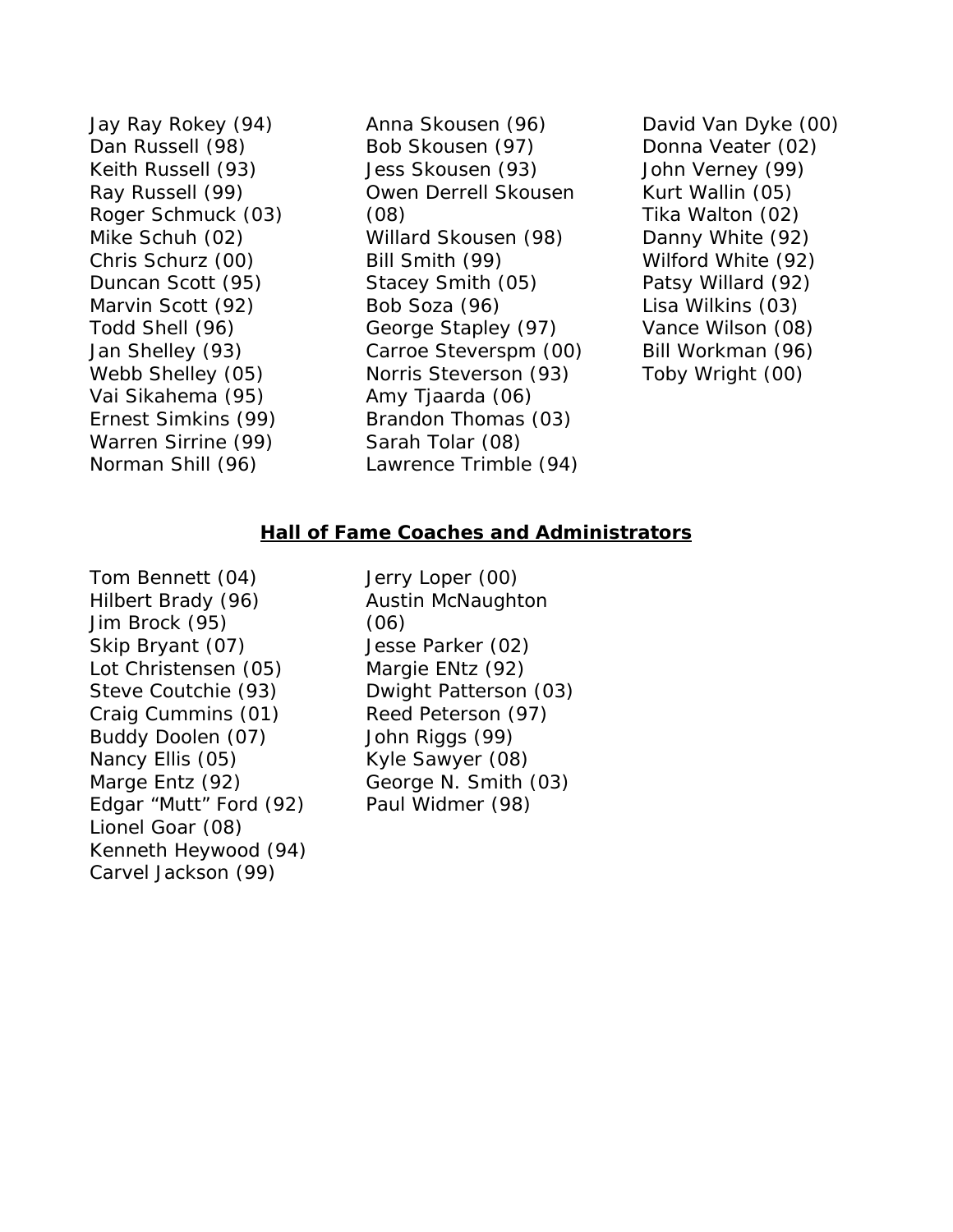Jay Ray Rokey (94)
Dan Russell (98)
Keith Russell (93)
Ray Russell (99)
Roger Schmuck (03)
Mike Schuh (02)
Chris Schurz (00)
Duncan Scott (95)
Marvin Scott (92)
Todd Shell (96)
Jan Shelley (93)
Webb Shelley (05)
Vai Sikahema (95)
Ernest Simkins (99)
Warren Sirrine (99)
Norman Shill (96)
Anna Skousen (96)
Bob Skousen (97)
Jess Skousen (93)
Owen Derrell Skousen (08)
Willard Skousen (98)
Bill Smith (99)
Stacey Smith (05)
Bob Soza (96)
George Stapley (97)
Carroe Steverspm (00)
Norris Steverson (93)
Amy Tjaarda (06)
Brandon Thomas (03)
Sarah Tolar (08)
Lawrence Trimble (94)
David Van Dyke (00)
Donna Veater (02)
John Verney (99)
Kurt Wallin (05)
Tika Walton (02)
Danny White (92)
Wilford White (92)
Patsy Willard (92)
Lisa Wilkins (03)
Vance Wilson (08)
Bill Workman (96)
Toby Wright (00)

## Hall of Fame Coaches and Administrators

Tom Bennett (04)
Hilbert Brady (96)
Jim Brock (95)
Skip Bryant (07)
Lot Christensen (05)
Steve Coutchie (93)
Craig Cummins (01)
Buddy Doolen (07)
Nancy Ellis (05)
Marge Entz (92)
Edgar "Mutt" Ford (92)
Lionel Goar (08)
Kenneth Heywood (94)
Carvel Jackson (99)
Jerry Loper (00)
Austin McNaughton (06)
Jesse Parker (02)
Margie ENtz (92)
Dwight Patterson (03)
Reed Peterson (97)
John Riggs (99)
Kyle Sawyer (08)
George N. Smith (03)
Paul Widmer (98)